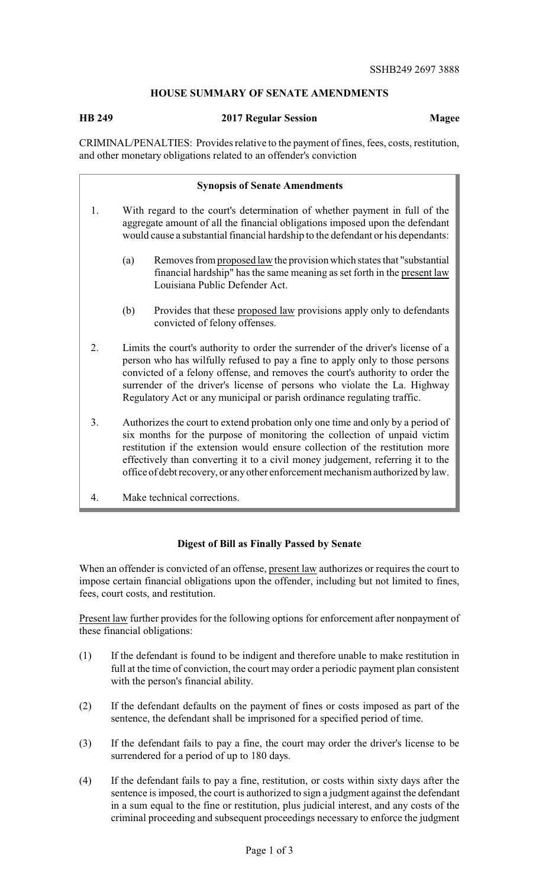SSHB249 2697 3888

## HOUSE SUMMARY OF SENATE AMENDMENTS

**HB 249** **2017 Regular Session** **Magee**

CRIMINAL/PENALTIES: Provides relative to the payment of fines, fees, costs, restitution, and other monetary obligations related to an offender's conviction

### Synopsis of Senate Amendments

1. With regard to the court's determination of whether payment in full of the aggregate amount of all the financial obligations imposed upon the defendant would cause a substantial financial hardship to the defendant or his dependants:

   (a) Removes from proposed law the provision which states that "substantial financial hardship" has the same meaning as set forth in the present law Louisiana Public Defender Act.

   (b) Provides that these proposed law provisions apply only to defendants convicted of felony offenses.

2. Limits the court's authority to order the surrender of the driver's license of a person who has wilfully refused to pay a fine to apply only to those persons convicted of a felony offense, and removes the court's authority to order the surrender of the driver's license of persons who violate the La. Highway Regulatory Act or any municipal or parish ordinance regulating traffic.

3. Authorizes the court to extend probation only one time and only by a period of six months for the purpose of monitoring the collection of unpaid victim restitution if the extension would ensure collection of the restitution more effectively than converting it to a civil money judgement, referring it to the office of debt recovery, or any other enforcement mechanism authorized by law.

4. Make technical corrections.

### Digest of Bill as Finally Passed by Senate

When an offender is convicted of an offense, present law authorizes or requires the court to impose certain financial obligations upon the offender, including but not limited to fines, fees, court costs, and restitution.

Present law further provides for the following options for enforcement after nonpayment of these financial obligations:

(1) If the defendant is found to be indigent and therefore unable to make restitution in full at the time of conviction, the court may order a periodic payment plan consistent with the person's financial ability.

(2) If the defendant defaults on the payment of fines or costs imposed as part of the sentence, the defendant shall be imprisoned for a specified period of time.

(3) If the defendant fails to pay a fine, the court may order the driver's license to be surrendered for a period of up to 180 days.

(4) If the defendant fails to pay a fine, restitution, or costs within sixty days after the sentence is imposed, the court is authorized to sign a judgment against the defendant in a sum equal to the fine or restitution, plus judicial interest, and any costs of the criminal proceeding and subsequent proceedings necessary to enforce the judgment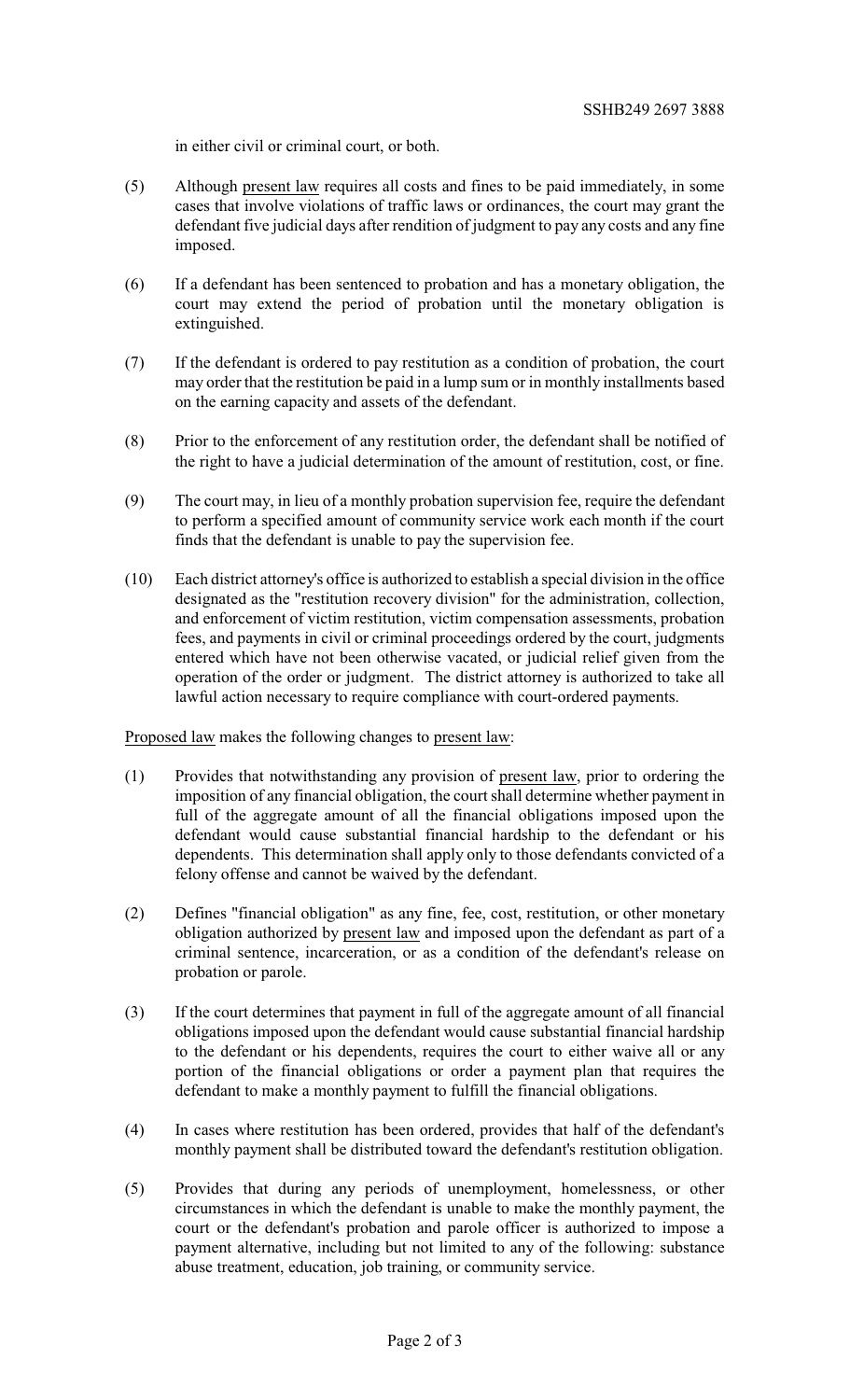in either civil or criminal court, or both.

(5) Although present law requires all costs and fines to be paid immediately, in some cases that involve violations of traffic laws or ordinances, the court may grant the defendant five judicial days after rendition of judgment to pay any costs and any fine imposed.

(6) If a defendant has been sentenced to probation and has a monetary obligation, the court may extend the period of probation until the monetary obligation is extinguished.

(7) If the defendant is ordered to pay restitution as a condition of probation, the court may order that the restitution be paid in a lump sum or in monthly installments based on the earning capacity and assets of the defendant.

(8) Prior to the enforcement of any restitution order, the defendant shall be notified of the right to have a judicial determination of the amount of restitution, cost, or fine.

(9) The court may, in lieu of a monthly probation supervision fee, require the defendant to perform a specified amount of community service work each month if the court finds that the defendant is unable to pay the supervision fee.

(10) Each district attorney's office is authorized to establish a special division in the office designated as the "restitution recovery division" for the administration, collection, and enforcement of victim restitution, victim compensation assessments, probation fees, and payments in civil or criminal proceedings ordered by the court, judgments entered which have not been otherwise vacated, or judicial relief given from the operation of the order or judgment. The district attorney is authorized to take all lawful action necessary to require compliance with court-ordered payments.

Proposed law makes the following changes to present law:

(1) Provides that notwithstanding any provision of present law, prior to ordering the imposition of any financial obligation, the court shall determine whether payment in full of the aggregate amount of all the financial obligations imposed upon the defendant would cause substantial financial hardship to the defendant or his dependents. This determination shall apply only to those defendants convicted of a felony offense and cannot be waived by the defendant.

(2) Defines "financial obligation" as any fine, fee, cost, restitution, or other monetary obligation authorized by present law and imposed upon the defendant as part of a criminal sentence, incarceration, or as a condition of the defendant's release on probation or parole.

(3) If the court determines that payment in full of the aggregate amount of all financial obligations imposed upon the defendant would cause substantial financial hardship to the defendant or his dependents, requires the court to either waive all or any portion of the financial obligations or order a payment plan that requires the defendant to make a monthly payment to fulfill the financial obligations.

(4) In cases where restitution has been ordered, provides that half of the defendant's monthly payment shall be distributed toward the defendant's restitution obligation.

(5) Provides that during any periods of unemployment, homelessness, or other circumstances in which the defendant is unable to make the monthly payment, the court or the defendant's probation and parole officer is authorized to impose a payment alternative, including but not limited to any of the following: substance abuse treatment, education, job training, or community service.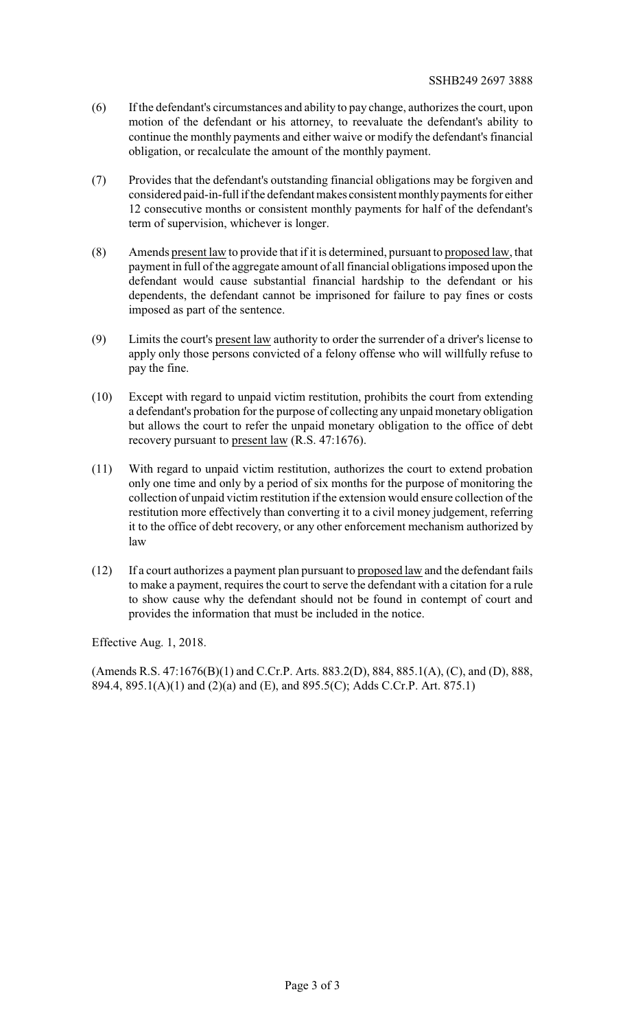(6) If the defendant's circumstances and ability to pay change, authorizes the court, upon motion of the defendant or his attorney, to reevaluate the defendant's ability to continue the monthly payments and either waive or modify the defendant's financial obligation, or recalculate the amount of the monthly payment.

(7) Provides that the defendant's outstanding financial obligations may be forgiven and considered paid-in-full if the defendant makes consistent monthly payments for either 12 consecutive months or consistent monthly payments for half of the defendant's term of supervision, whichever is longer.

(8) Amends present law to provide that if it is determined, pursuant to proposed law, that payment in full of the aggregate amount of all financial obligations imposed upon the defendant would cause substantial financial hardship to the defendant or his dependents, the defendant cannot be imprisoned for failure to pay fines or costs imposed as part of the sentence.

(9) Limits the court's present law authority to order the surrender of a driver's license to apply only those persons convicted of a felony offense who will willfully refuse to pay the fine.

(10) Except with regard to unpaid victim restitution, prohibits the court from extending a defendant's probation for the purpose of collecting any unpaid monetary obligation but allows the court to refer the unpaid monetary obligation to the office of debt recovery pursuant to present law (R.S. 47:1676).

(11) With regard to unpaid victim restitution, authorizes the court to extend probation only one time and only by a period of six months for the purpose of monitoring the collection of unpaid victim restitution if the extension would ensure collection of the restitution more effectively than converting it to a civil money judgement, referring it to the office of debt recovery, or any other enforcement mechanism authorized by law

(12) If a court authorizes a payment plan pursuant to proposed law and the defendant fails to make a payment, requires the court to serve the defendant with a citation for a rule to show cause why the defendant should not be found in contempt of court and provides the information that must be included in the notice.

Effective Aug. 1, 2018.

(Amends R.S. 47:1676(B)(1) and C.Cr.P. Arts. 883.2(D), 884, 885.1(A), (C), and (D), 888, 894.4, 895.1(A)(1) and (2)(a) and (E), and 895.5(C); Adds C.Cr.P. Art. 875.1)